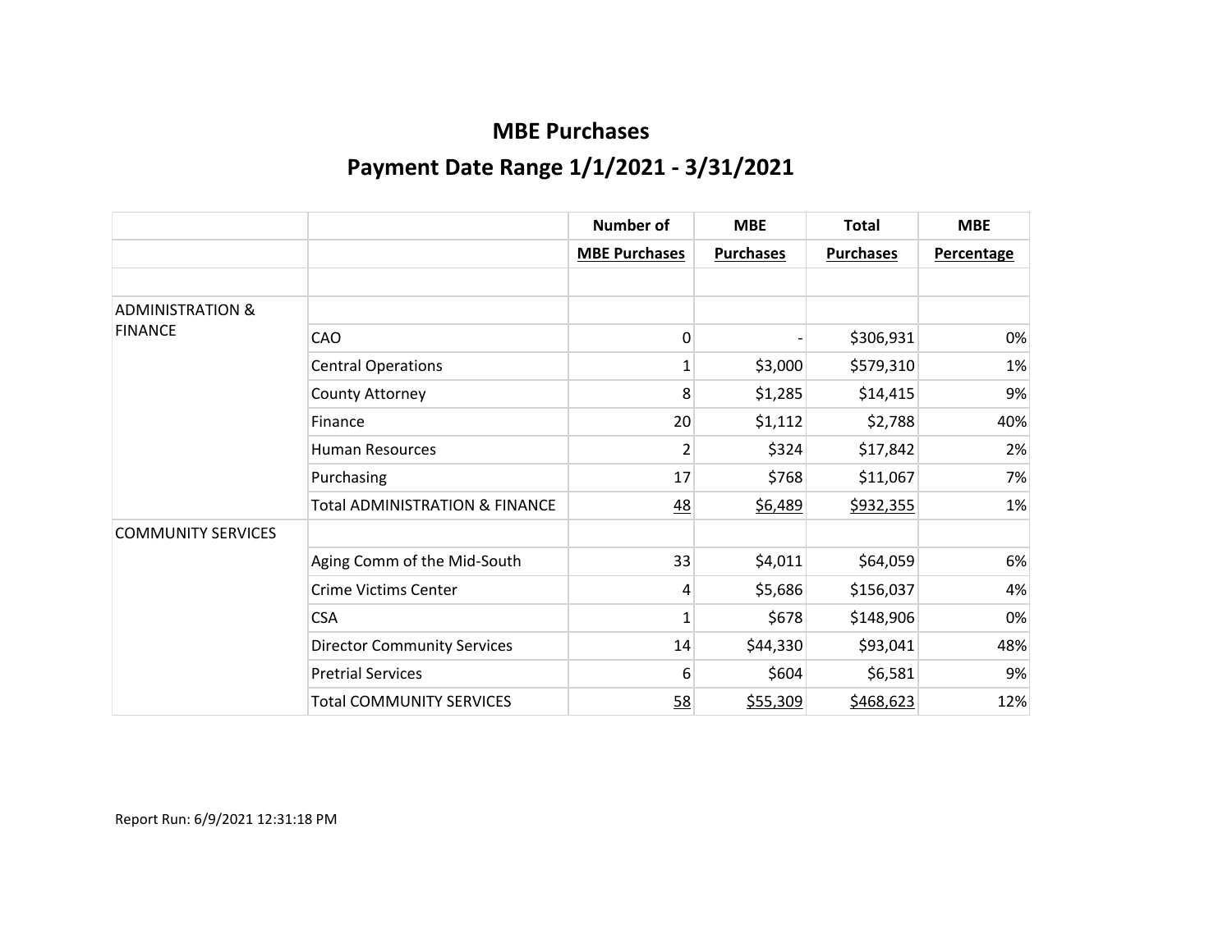# MBE Purchases

## Payment Date Range 1/1/2021 - 3/31/2021

| | | Number of | MBE | Total | MBE |
|---|---|---|---|---|---|
| | | MBE Purchases | Purchases | Purchases | Percentage |
| | | | | | |
| ADMINISTRATION & FINANCE | | | | | |
| | CAO | 0 | - | $306,931 | 0% |
| | Central Operations | 1 | $3,000 | $579,310 | 1% |
| | County Attorney | 8 | $1,285 | $14,415 | 9% |
| | Finance | 20 | $1,112 | $2,788 | 40% |
| | Human Resources | 2 | $324 | $17,842 | 2% |
| | Purchasing | 17 | $768 | $11,067 | 7% |
| | Total ADMINISTRATION & FINANCE | 48 | $6,489 | $932,355 | 1% |
| COMMUNITY SERVICES | | | | | |
| | Aging Comm of the Mid-South | 33 | $4,011 | $64,059 | 6% |
| | Crime Victims Center | 4 | $5,686 | $156,037 | 4% |
| | CSA | 1 | $678 | $148,906 | 0% |
| | Director Community Services | 14 | $44,330 | $93,041 | 48% |
| | Pretrial Services | 6 | $604 | $6,581 | 9% |
| | Total COMMUNITY SERVICES | 58 | $55,309 | $468,623 | 12% |

Report Run: 6/9/2021 12:31:18 PM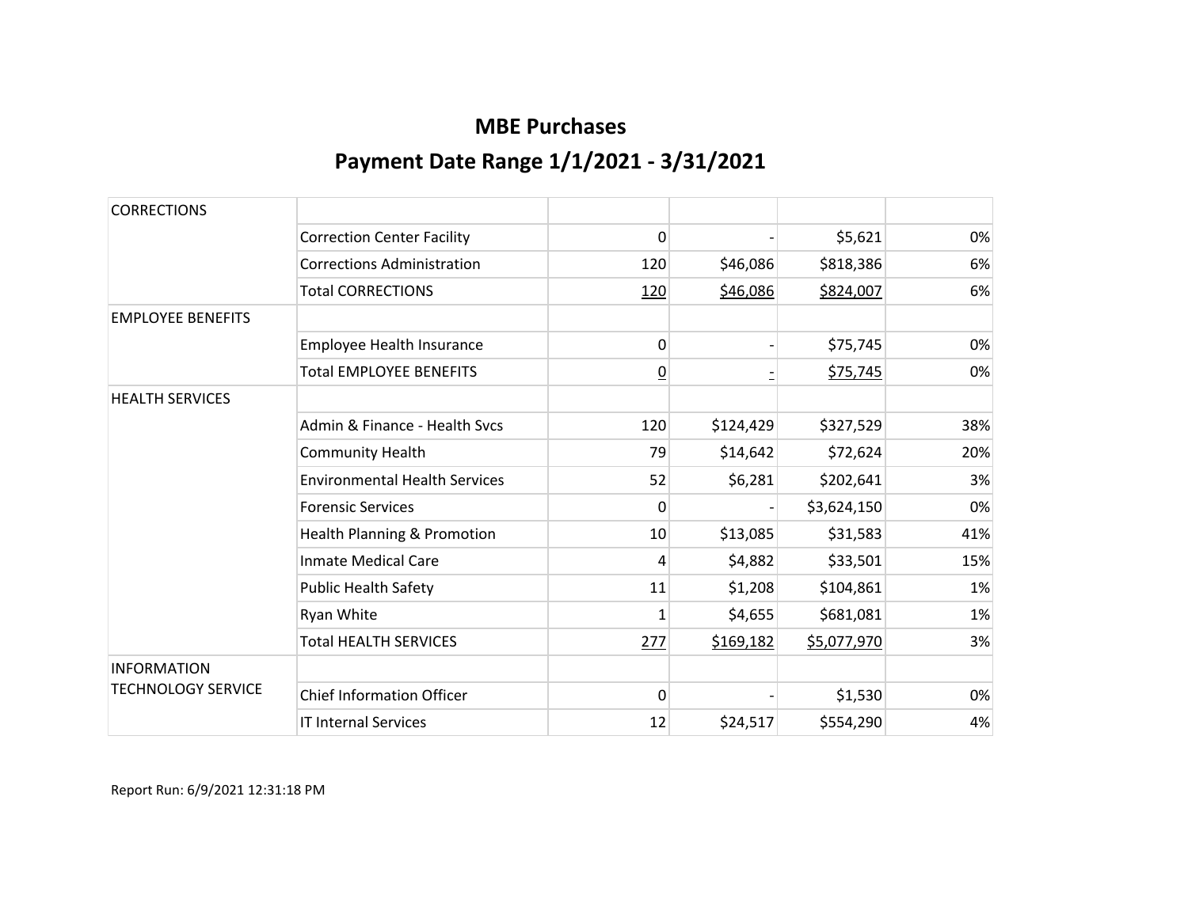## MBE Purchases

## Payment Date Range 1/1/2021 - 3/31/2021

| | | | | | |
|---|---|---|---|---|---|
| CORRECTIONS | | | | | |
| | Correction Center Facility | 0 | - | $5,621 | 0% |
| | Corrections Administration | 120 | $46,086 | $818,386 | 6% |
| | Total CORRECTIONS | 120 | $46,086 | $824,007 | 6% |
| EMPLOYEE BENEFITS | | | | | |
| | Employee Health Insurance | 0 | - | $75,745 | 0% |
| | Total EMPLOYEE BENEFITS | 0 | - | $75,745 | 0% |
| HEALTH SERVICES | | | | | |
| | Admin & Finance - Health Svcs | 120 | $124,429 | $327,529 | 38% |
| | Community Health | 79 | $14,642 | $72,624 | 20% |
| | Environmental Health Services | 52 | $6,281 | $202,641 | 3% |
| | Forensic Services | 0 | - | $3,624,150 | 0% |
| | Health Planning & Promotion | 10 | $13,085 | $31,583 | 41% |
| | Inmate Medical Care | 4 | $4,882 | $33,501 | 15% |
| | Public Health Safety | 11 | $1,208 | $104,861 | 1% |
| | Ryan White | 1 | $4,655 | $681,081 | 1% |
| | Total HEALTH SERVICES | 277 | $169,182 | $5,077,970 | 3% |
| INFORMATION TECHNOLOGY SERVICE | | | | | |
| | Chief Information Officer | 0 | - | $1,530 | 0% |
| | IT Internal Services | 12 | $24,517 | $554,290 | 4% |

Report Run: 6/9/2021 12:31:18 PM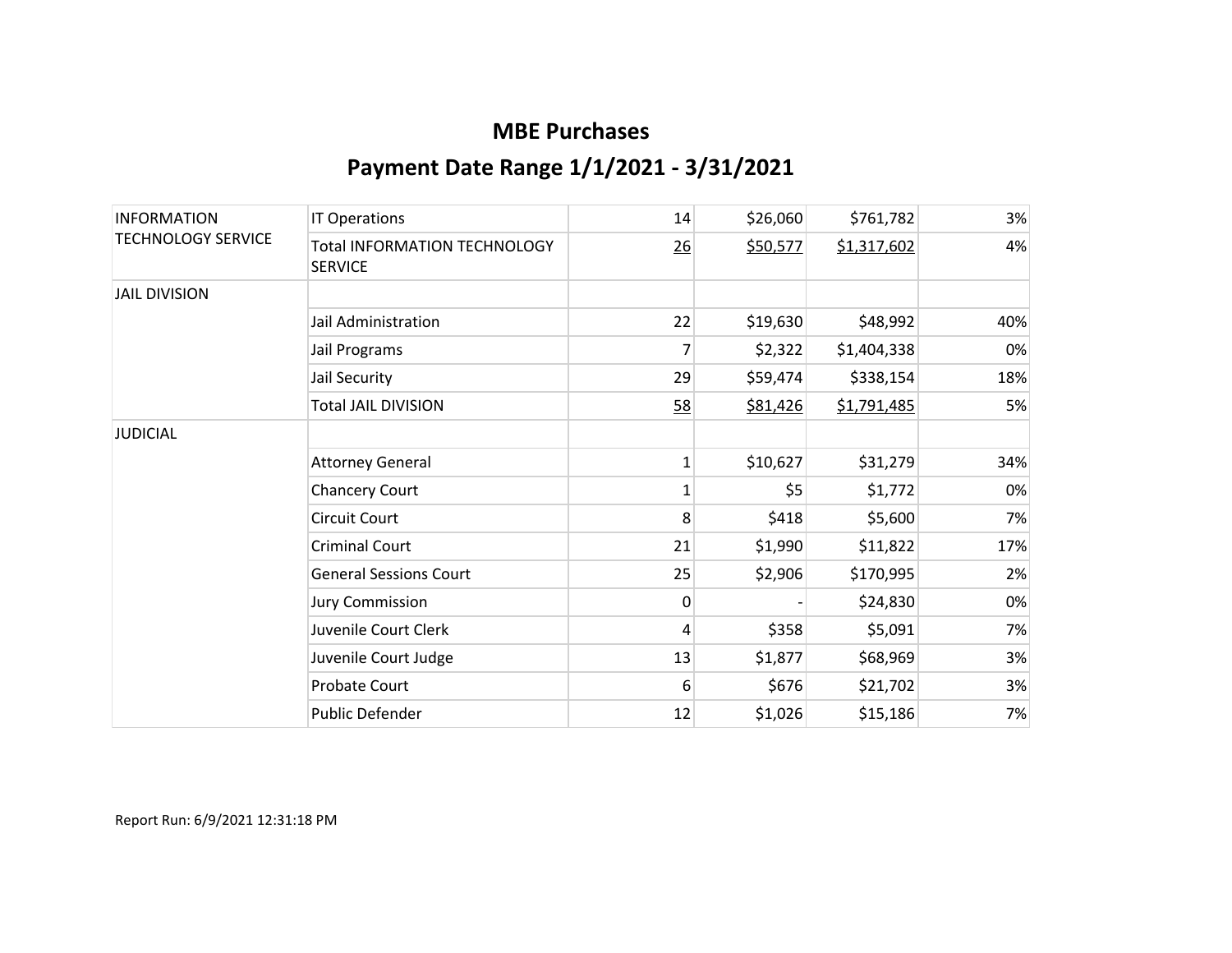## MBE Purchases

## Payment Date Range 1/1/2021 - 3/31/2021

| | | | | | |
|---|---|---|---|---|---|
| INFORMATION TECHNOLOGY SERVICE | IT Operations | 14 | $26,060 | $761,782 | 3% |
| | Total INFORMATION TECHNOLOGY SERVICE | 26 | $50,577 | $1,317,602 | 4% |
| JAIL DIVISION | | | | | |
| | Jail Administration | 22 | $19,630 | $48,992 | 40% |
| | Jail Programs | 7 | $2,322 | $1,404,338 | 0% |
| | Jail Security | 29 | $59,474 | $338,154 | 18% |
| | Total JAIL DIVISION | 58 | $81,426 | $1,791,485 | 5% |
| JUDICIAL | | | | | |
| | Attorney General | 1 | $10,627 | $31,279 | 34% |
| | Chancery Court | 1 | $5 | $1,772 | 0% |
| | Circuit Court | 8 | $418 | $5,600 | 7% |
| | Criminal Court | 21 | $1,990 | $11,822 | 17% |
| | General Sessions Court | 25 | $2,906 | $170,995 | 2% |
| | Jury Commission | 0 | - | $24,830 | 0% |
| | Juvenile Court Clerk | 4 | $358 | $5,091 | 7% |
| | Juvenile Court Judge | 13 | $1,877 | $68,969 | 3% |
| | Probate Court | 6 | $676 | $21,702 | 3% |
| | Public Defender | 12 | $1,026 | $15,186 | 7% |

Report Run: 6/9/2021 12:31:18 PM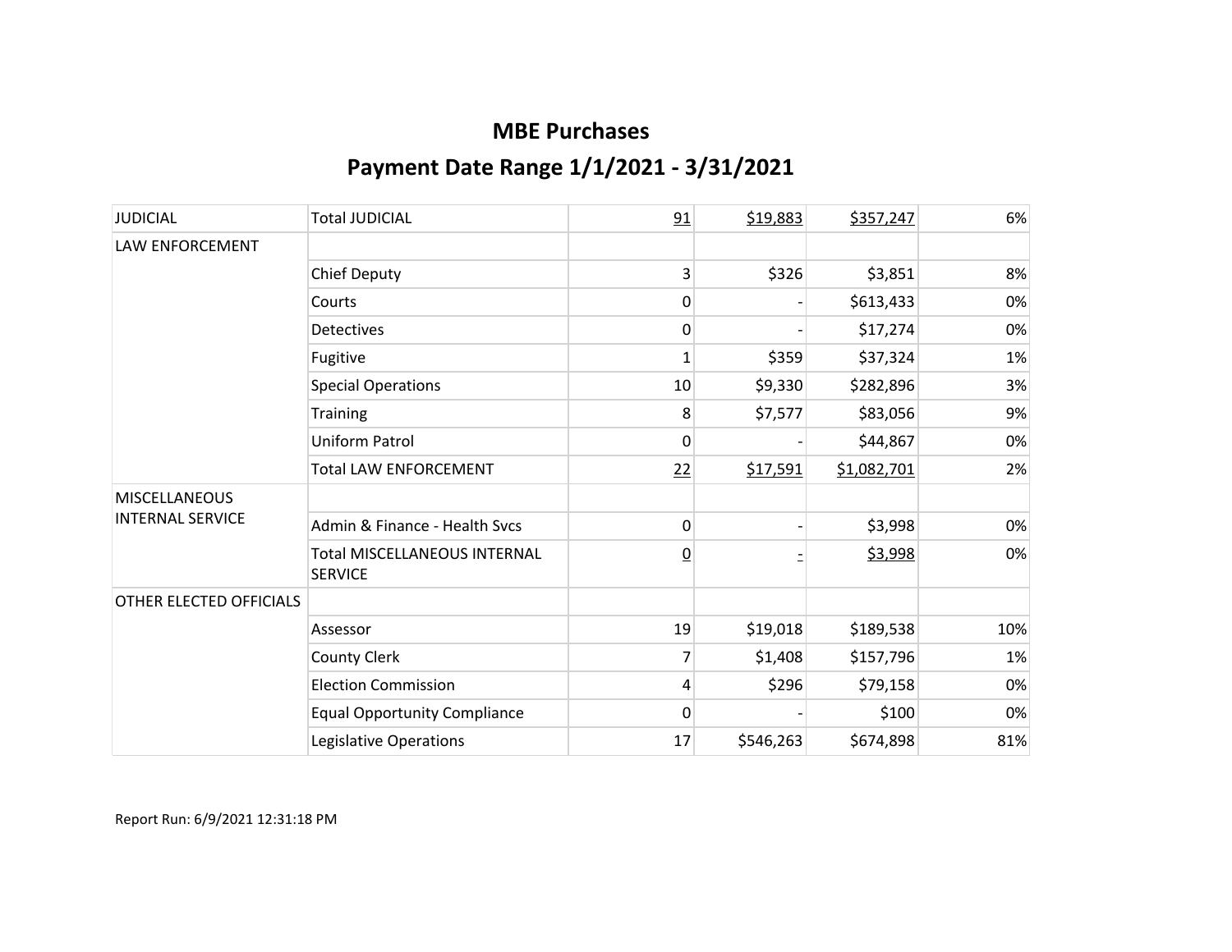# MBE Purchases

## Payment Date Range 1/1/2021 - 3/31/2021

| | | | | | |
|---|---|---|---|---|---|
| JUDICIAL | Total JUDICIAL | 91 | $19,883 | $357,247 | 6% |
| LAW ENFORCEMENT | | | | | |
| | Chief Deputy | 3 | $326 | $3,851 | 8% |
| | Courts | 0 | - | $613,433 | 0% |
| | Detectives | 0 | - | $17,274 | 0% |
| | Fugitive | 1 | $359 | $37,324 | 1% |
| | Special Operations | 10 | $9,330 | $282,896 | 3% |
| | Training | 8 | $7,577 | $83,056 | 9% |
| | Uniform Patrol | 0 | - | $44,867 | 0% |
| | Total LAW ENFORCEMENT | 22 | $17,591 | $1,082,701 | 2% |
| MISCELLANEOUS INTERNAL SERVICE | | | | | |
| | Admin & Finance - Health Svcs | 0 | - | $3,998 | 0% |
| | Total MISCELLANEOUS INTERNAL SERVICE | 0 | - | $3,998 | 0% |
| OTHER ELECTED OFFICIALS | | | | | |
| | Assessor | 19 | $19,018 | $189,538 | 10% |
| | County Clerk | 7 | $1,408 | $157,796 | 1% |
| | Election Commission | 4 | $296 | $79,158 | 0% |
| | Equal Opportunity Compliance | 0 | - | $100 | 0% |
| | Legislative Operations | 17 | $546,263 | $674,898 | 81% |

Report Run: 6/9/2021 12:31:18 PM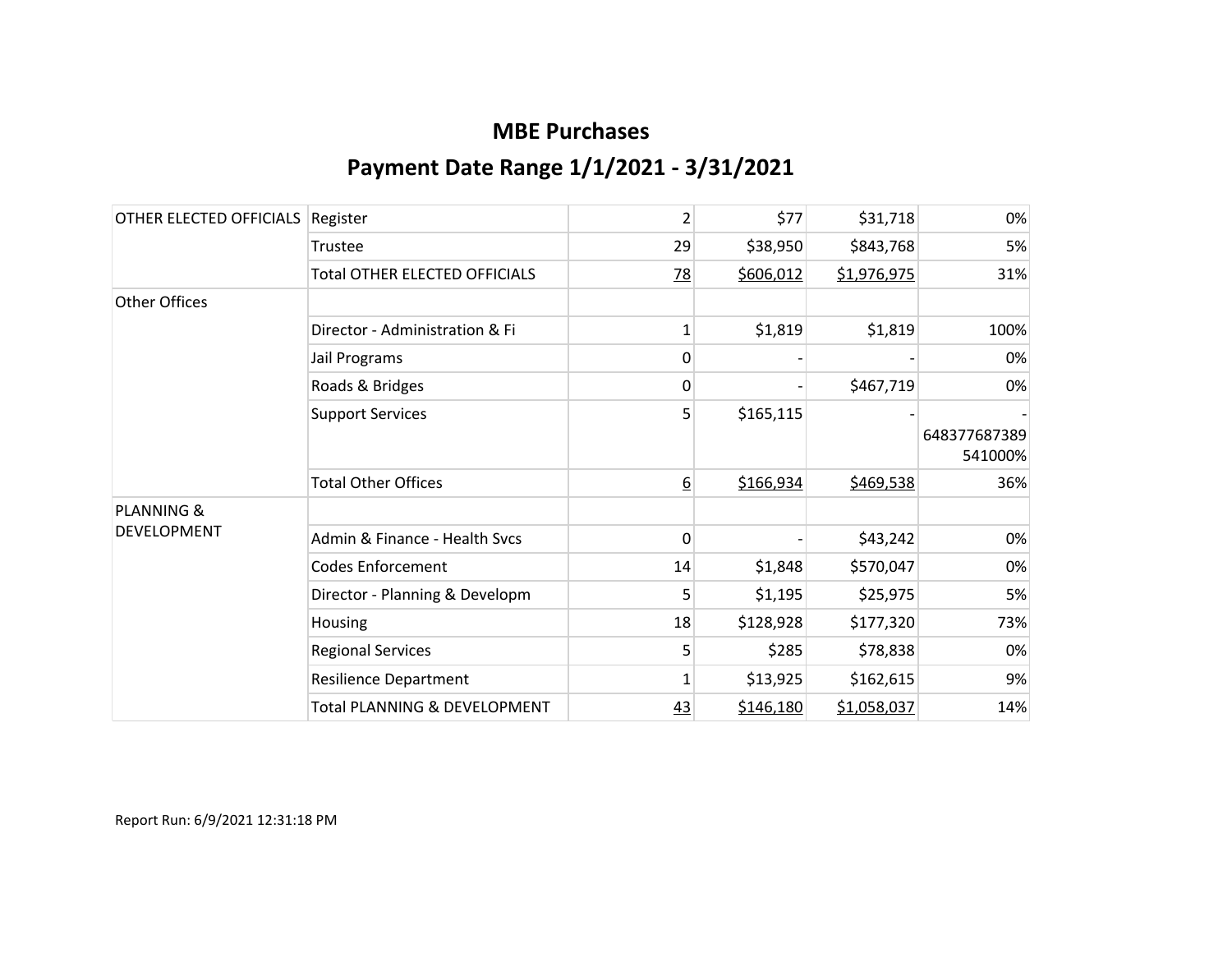# MBE Purchases

## Payment Date Range 1/1/2021 - 3/31/2021

| | | | | | |
|---|---|---|---|---|---|
| OTHER ELECTED OFFICIALS | Register | 2 | $77 | $31,718 | 0% |
| | Trustee | 29 | $38,950 | $843,768 | 5% |
| | Total OTHER ELECTED OFFICIALS | 78 | $606,012 | $1,976,975 | 31% |
| Other Offices | | | | | |
| | Director - Administration & Fi | 1 | $1,819 | $1,819 | 100% |
| | Jail Programs | 0 | - | - | 0% |
| | Roads & Bridges | 0 | - | $467,719 | 0% |
| | Support Services | 5 | $165,115 | - | -648377687389541000% |
| | Total Other Offices | 6 | $166,934 | $469,538 | 36% |
| PLANNING & DEVELOPMENT | | | | | |
| | Admin & Finance - Health Svcs | 0 | - | $43,242 | 0% |
| | Codes Enforcement | 14 | $1,848 | $570,047 | 0% |
| | Director - Planning & Developm | 5 | $1,195 | $25,975 | 5% |
| | Housing | 18 | $128,928 | $177,320 | 73% |
| | Regional Services | 5 | $285 | $78,838 | 0% |
| | Resilience Department | 1 | $13,925 | $162,615 | 9% |
| | Total PLANNING & DEVELOPMENT | 43 | $146,180 | $1,058,037 | 14% |

Report Run: 6/9/2021 12:31:18 PM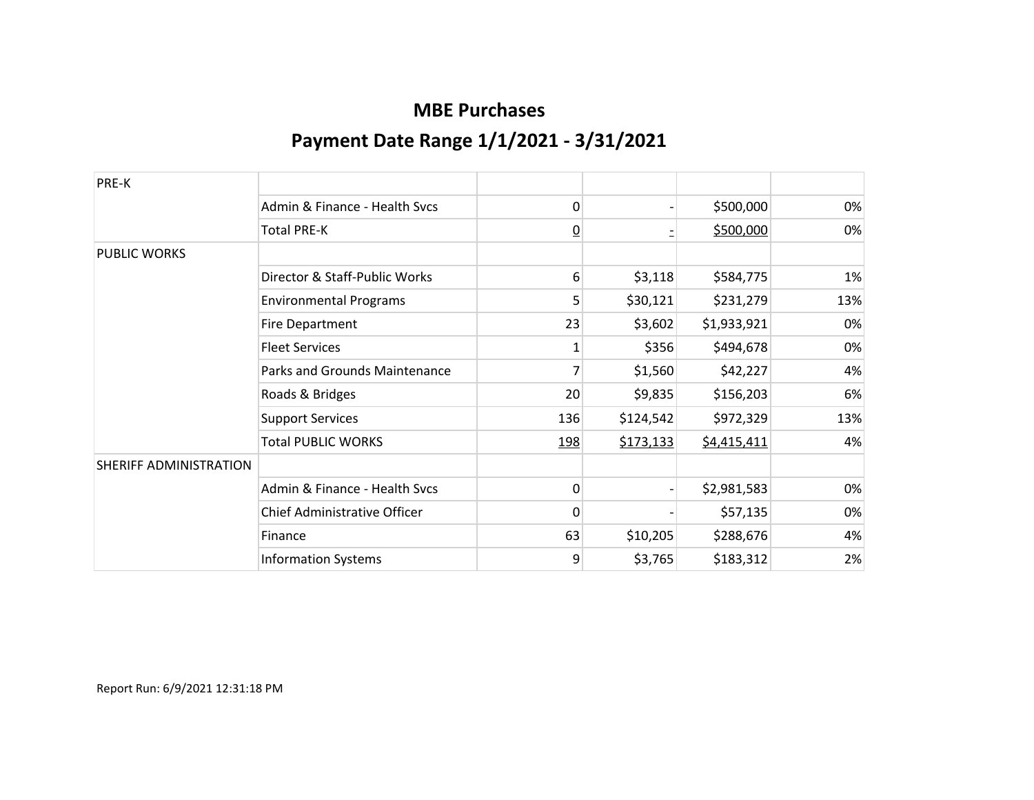# MBE Purchases

## Payment Date Range 1/1/2021 - 3/31/2021

| | | | | | |
|---|---|---|---|---|---|
| PRE-K | | | | | |
| | Admin & Finance - Health Svcs | 0 | - | $500,000 | 0% |
| | Total PRE-K | 0 | - | $500,000 | 0% |
| PUBLIC WORKS | | | | | |
| | Director & Staff-Public Works | 6 | $3,118 | $584,775 | 1% |
| | Environmental Programs | 5 | $30,121 | $231,279 | 13% |
| | Fire Department | 23 | $3,602 | $1,933,921 | 0% |
| | Fleet Services | 1 | $356 | $494,678 | 0% |
| | Parks and Grounds Maintenance | 7 | $1,560 | $42,227 | 4% |
| | Roads & Bridges | 20 | $9,835 | $156,203 | 6% |
| | Support Services | 136 | $124,542 | $972,329 | 13% |
| | Total PUBLIC WORKS | 198 | $173,133 | $4,415,411 | 4% |
| SHERIFF ADMINISTRATION | | | | | |
| | Admin & Finance - Health Svcs | 0 | - | $2,981,583 | 0% |
| | Chief Administrative Officer | 0 | - | $57,135 | 0% |
| | Finance | 63 | $10,205 | $288,676 | 4% |
| | Information Systems | 9 | $3,765 | $183,312 | 2% |

Report Run: 6/9/2021 12:31:18 PM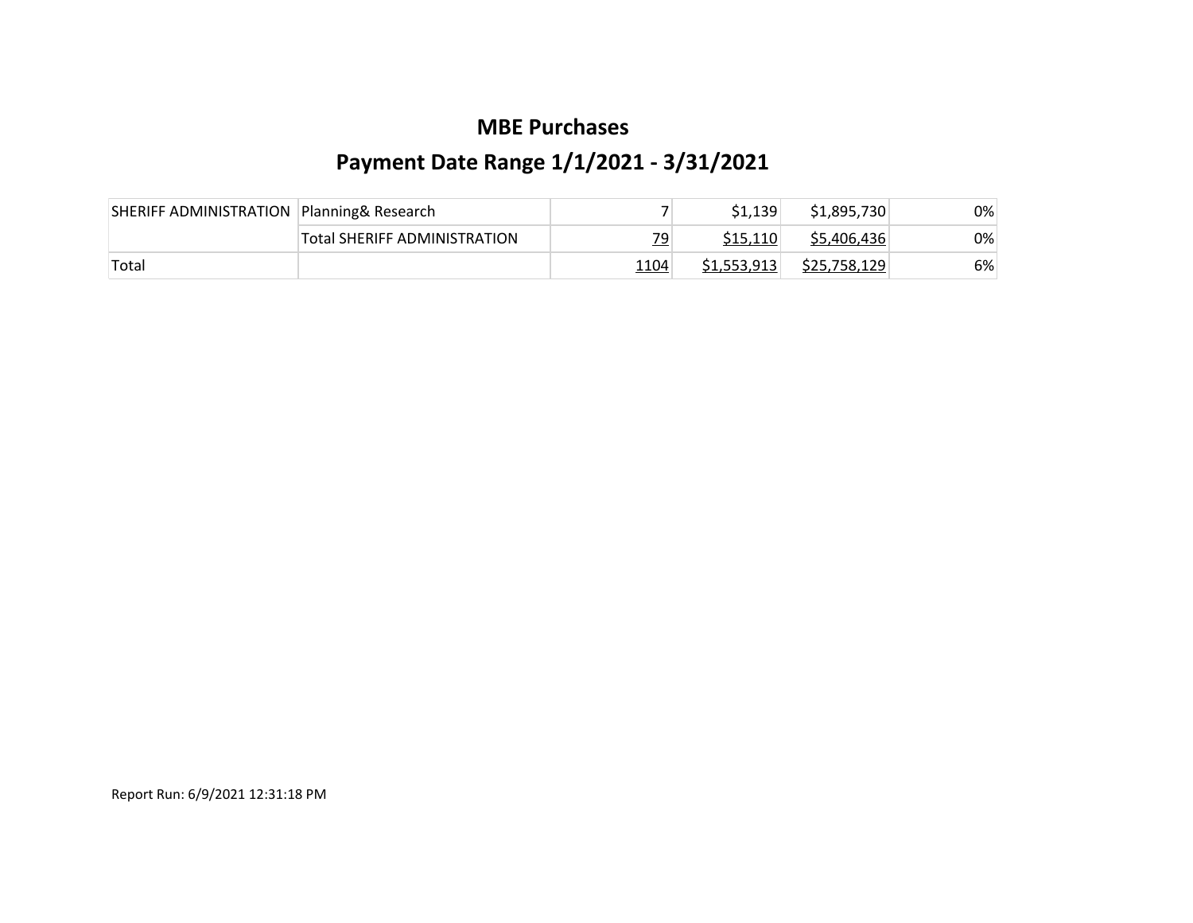# MBE Purchases

## Payment Date Range 1/1/2021 - 3/31/2021

| | | | | | |
|---|---|---|---|---|---|
| SHERIFF ADMINISTRATION | Planning& Research | 7 | $1,139 | $1,895,730 | 0% |
| | Total SHERIFF ADMINISTRATION | 79 | $15,110 | $5,406,436 | 0% |
| Total | | 1104 | $1,553,913 | $25,758,129 | 6% |

Report Run: 6/9/2021 12:31:18 PM